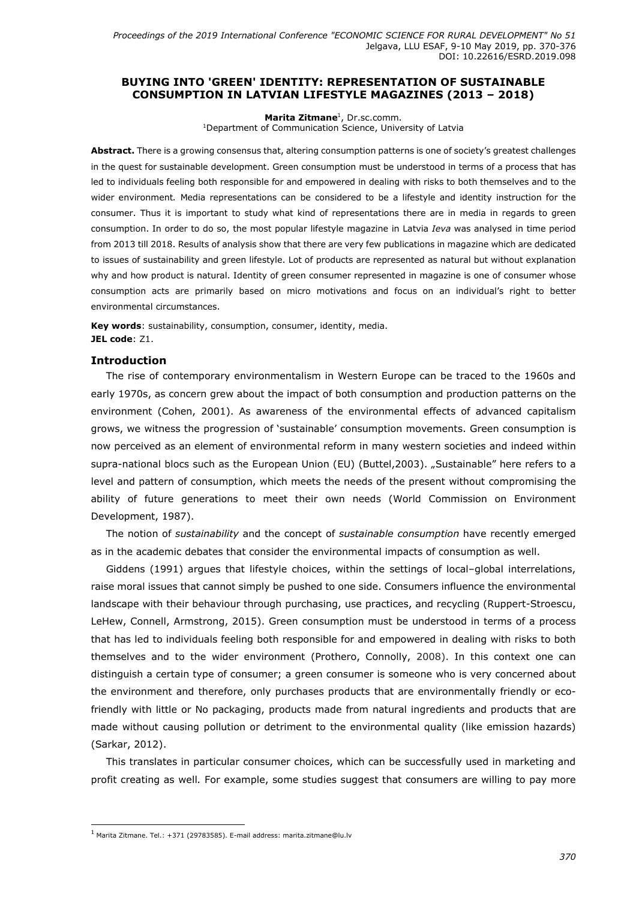# BUYING INTO 'GREEN' IDENTITY: REPRESENTATION OF SUSTAINABLE CONSUMPTION IN LATVIAN LIFESTYLE MAGAZINES (2013 – 2018)

**Marita Zitmane**[1], Dr.sc.comm.
[1]Department of Communication Science, University of Latvia

**Abstract.** There is a growing consensus that, altering consumption patterns is one of society's greatest challenges in the quest for sustainable development. Green consumption must be understood in terms of a process that has led to individuals feeling both responsible for and empowered in dealing with risks to both themselves and to the wider environment. Media representations can be considered to be a lifestyle and identity instruction for the consumer. Thus it is important to study what kind of representations there are in media in regards to green consumption. In order to do so, the most popular lifestyle magazine in Latvia *Ieva* was analysed in time period from 2013 till 2018. Results of analysis show that there are very few publications in magazine which are dedicated to issues of sustainability and green lifestyle. Lot of products are represented as natural but without explanation why and how product is natural. Identity of green consumer represented in magazine is one of consumer whose consumption acts are primarily based on micro motivations and focus on an individual's right to better environmental circumstances.

**Key words**: sustainability, consumption, consumer, identity, media.
**JEL code**: Z1.

## Introduction

The rise of contemporary environmentalism in Western Europe can be traced to the 1960s and early 1970s, as concern grew about the impact of both consumption and production patterns on the environment (Cohen, 2001). As awareness of the environmental effects of advanced capitalism grows, we witness the progression of 'sustainable' consumption movements. Green consumption is now perceived as an element of environmental reform in many western societies and indeed within supra-national blocs such as the European Union (EU) (Buttel,2003). „Sustainable" here refers to a level and pattern of consumption, which meets the needs of the present without compromising the ability of future generations to meet their own needs (World Commission on Environment Development, 1987).

The notion of *sustainability* and the concept of *sustainable consumption* have recently emerged as in the academic debates that consider the environmental impacts of consumption as well.

Giddens (1991) argues that lifestyle choices, within the settings of local–global interrelations, raise moral issues that cannot simply be pushed to one side. Consumers influence the environmental landscape with their behaviour through purchasing, use practices, and recycling (Ruppert-Stroescu, LeHew, Connell, Armstrong, 2015). Green consumption must be understood in terms of a process that has led to individuals feeling both responsible for and empowered in dealing with risks to both themselves and to the wider environment (Prothero, Connolly, 2008). In this context one can distinguish a certain type of consumer; a green consumer is someone who is very concerned about the environment and therefore, only purchases products that are environmentally friendly or eco-friendly with little or No packaging, products made from natural ingredients and products that are made without causing pollution or detriment to the environmental quality (like emission hazards) (Sarkar, 2012).

This translates in particular consumer choices, which can be successfully used in marketing and profit creating as well. For example, some studies suggest that consumers are willing to pay more

---

[1] Marita Zitmane. Tel.: +371 (29783585). E-mail address: marita.zitmane@lu.lv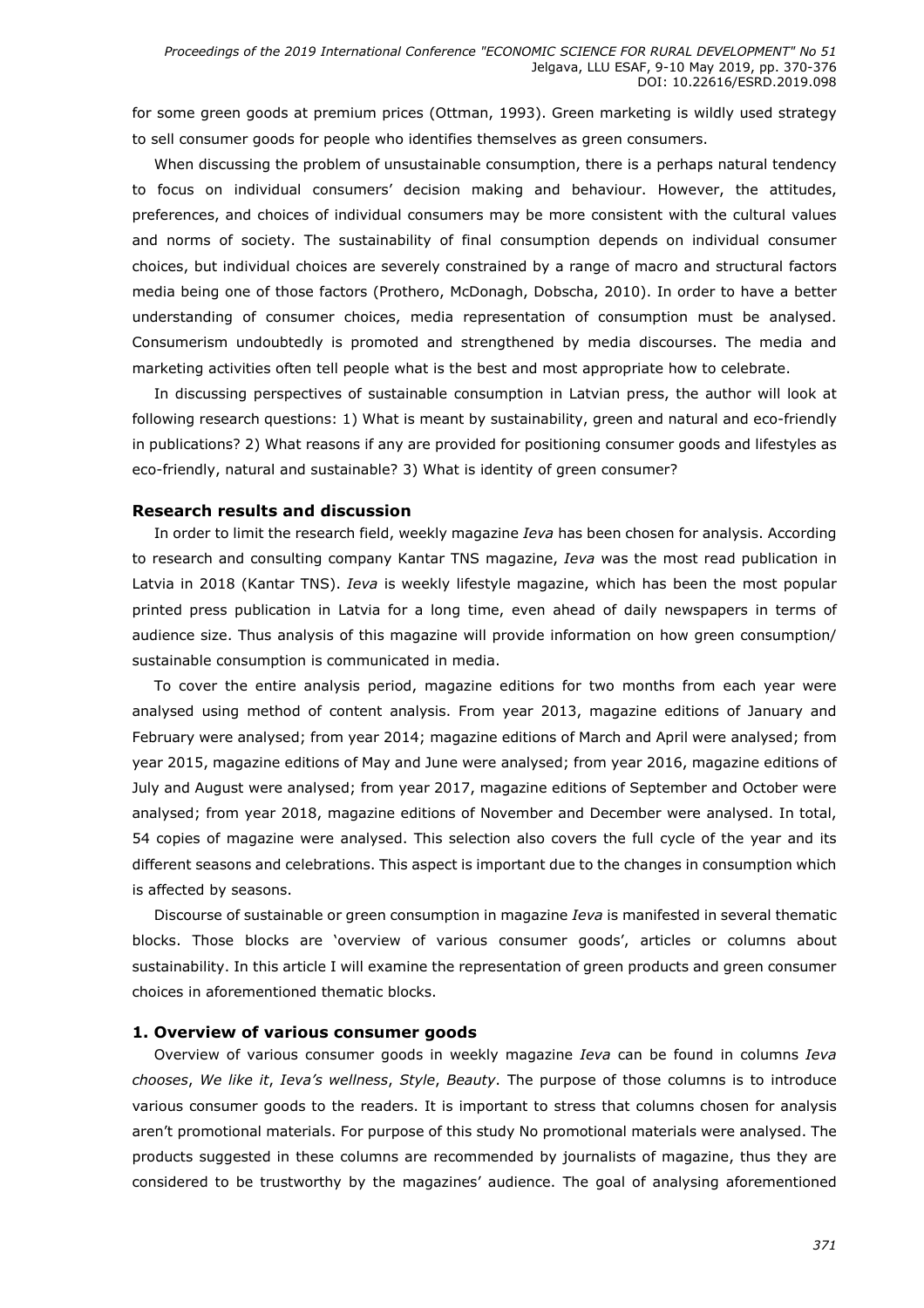for some green goods at premium prices (Ottman, 1993). Green marketing is wildly used strategy to sell consumer goods for people who identifies themselves as green consumers.

When discussing the problem of unsustainable consumption, there is a perhaps natural tendency to focus on individual consumers' decision making and behaviour. However, the attitudes, preferences, and choices of individual consumers may be more consistent with the cultural values and norms of society. The sustainability of final consumption depends on individual consumer choices, but individual choices are severely constrained by a range of macro and structural factors media being one of those factors (Prothero, McDonagh, Dobscha, 2010). In order to have a better understanding of consumer choices, media representation of consumption must be analysed. Consumerism undoubtedly is promoted and strengthened by media discourses. The media and marketing activities often tell people what is the best and most appropriate how to celebrate.

In discussing perspectives of sustainable consumption in Latvian press, the author will look at following research questions: 1) What is meant by sustainability, green and natural and eco-friendly in publications? 2) What reasons if any are provided for positioning consumer goods and lifestyles as eco-friendly, natural and sustainable? 3) What is identity of green consumer?

## Research results and discussion

In order to limit the research field, weekly magazine *Ieva* has been chosen for analysis. According to research and consulting company Kantar TNS magazine, *Ieva* was the most read publication in Latvia in 2018 (Kantar TNS). *Ieva* is weekly lifestyle magazine, which has been the most popular printed press publication in Latvia for a long time, even ahead of daily newspapers in terms of audience size. Thus analysis of this magazine will provide information on how green consumption/ sustainable consumption is communicated in media.

To cover the entire analysis period, magazine editions for two months from each year were analysed using method of content analysis. From year 2013, magazine editions of January and February were analysed; from year 2014; magazine editions of March and April were analysed; from year 2015, magazine editions of May and June were analysed; from year 2016, magazine editions of July and August were analysed; from year 2017, magazine editions of September and October were analysed; from year 2018, magazine editions of November and December were analysed. In total, 54 copies of magazine were analysed. This selection also covers the full cycle of the year and its different seasons and celebrations. This aspect is important due to the changes in consumption which is affected by seasons.

Discourse of sustainable or green consumption in magazine *Ieva* is manifested in several thematic blocks. Those blocks are 'overview of various consumer goods', articles or columns about sustainability. In this article I will examine the representation of green products and green consumer choices in aforementioned thematic blocks.

### 1. Overview of various consumer goods

Overview of various consumer goods in weekly magazine *Ieva* can be found in columns *Ieva chooses*, *We like it*, *Ieva's wellness*, *Style*, *Beauty*. The purpose of those columns is to introduce various consumer goods to the readers. It is important to stress that columns chosen for analysis aren't promotional materials. For purpose of this study No promotional materials were analysed. The products suggested in these columns are recommended by journalists of magazine, thus they are considered to be trustworthy by the magazines' audience. The goal of analysing aforementioned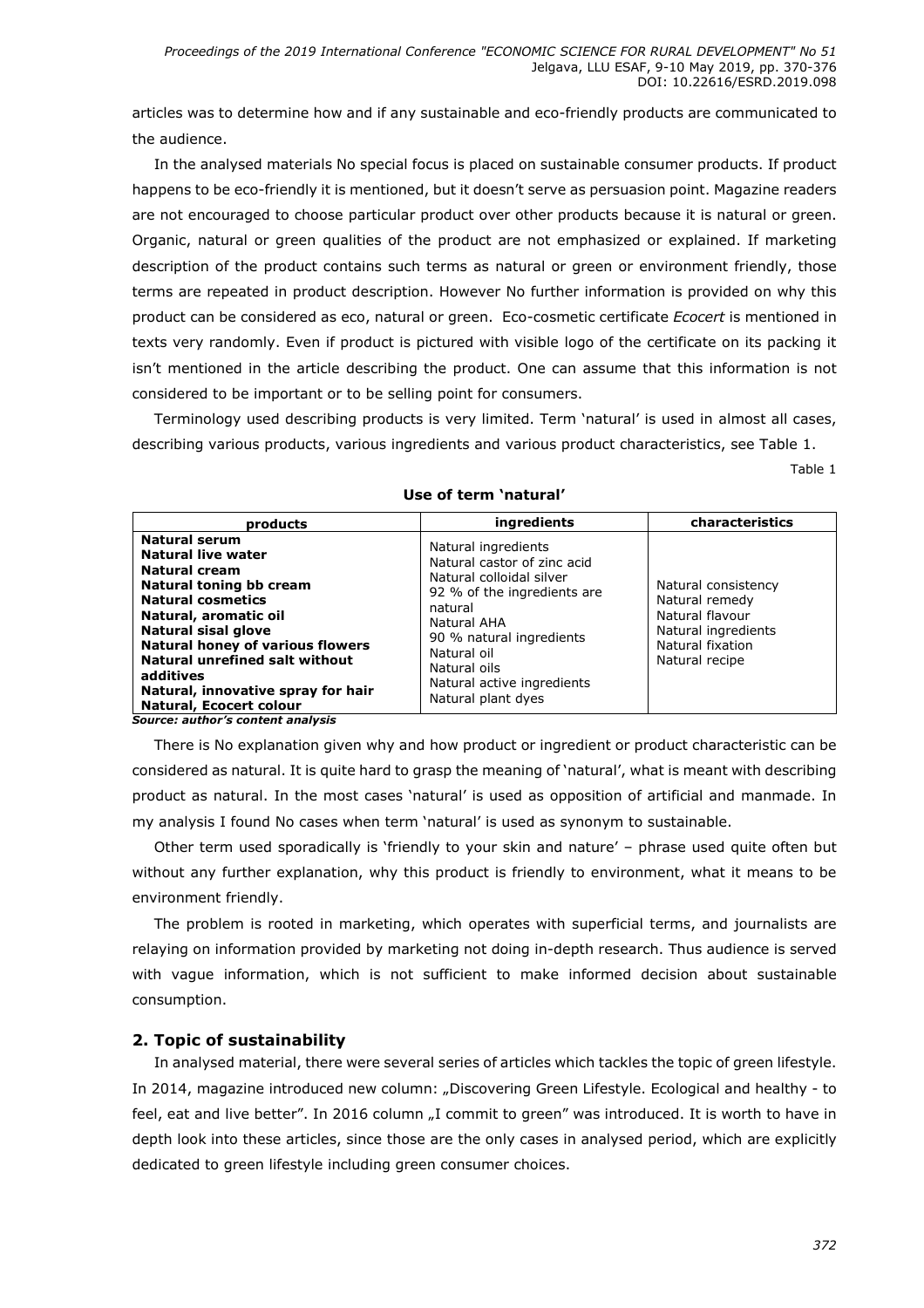articles was to determine how and if any sustainable and eco-friendly products are communicated to the audience.

In the analysed materials No special focus is placed on sustainable consumer products. If product happens to be eco-friendly it is mentioned, but it doesn't serve as persuasion point. Magazine readers are not encouraged to choose particular product over other products because it is natural or green. Organic, natural or green qualities of the product are not emphasized or explained. If marketing description of the product contains such terms as natural or green or environment friendly, those terms are repeated in product description. However No further information is provided on why this product can be considered as eco, natural or green. Eco-cosmetic certificate *Ecocert* is mentioned in texts very randomly. Even if product is pictured with visible logo of the certificate on its packing it isn't mentioned in the article describing the product. One can assume that this information is not considered to be important or to be selling point for consumers.

Terminology used describing products is very limited. Term 'natural' is used in almost all cases, describing various products, various ingredients and various product characteristics, see Table 1.

Table 1

**Use of term 'natural'**

| products | ingredients | characteristics |
|---|---|---|
| **Natural serum**<br>**Natural live water**<br>**Natural cream**<br>**Natural toning bb cream**<br>**Natural cosmetics**<br>**Natural, aromatic oil**<br>**Natural sisal glove**<br>**Natural honey of various flowers**<br>**Natural unrefined salt without additives**<br>**Natural, innovative spray for hair**<br>**Natural, Ecocert colour** | Natural ingredients<br>Natural castor of zinc acid<br>Natural colloidal silver<br>92 % of the ingredients are natural<br>Natural AHA<br>90 % natural ingredients<br>Natural oil<br>Natural oils<br>Natural active ingredients<br>Natural plant dyes | Natural consistency<br>Natural remedy<br>Natural flavour<br>Natural ingredients<br>Natural fixation<br>Natural recipe |

***Source: author's content analysis***

There is No explanation given why and how product or ingredient or product characteristic can be considered as natural. It is quite hard to grasp the meaning of 'natural', what is meant with describing product as natural. In the most cases 'natural' is used as opposition of artificial and manmade. In my analysis I found No cases when term 'natural' is used as synonym to sustainable.

Other term used sporadically is 'friendly to your skin and nature' – phrase used quite often but without any further explanation, why this product is friendly to environment, what it means to be environment friendly.

The problem is rooted in marketing, which operates with superficial terms, and journalists are relaying on information provided by marketing not doing in-depth research. Thus audience is served with vague information, which is not sufficient to make informed decision about sustainable consumption.

## 2. Topic of sustainability

In analysed material, there were several series of articles which tackles the topic of green lifestyle. In 2014, magazine introduced new column: „Discovering Green Lifestyle. Ecological and healthy - to feel, eat and live better". In 2016 column „I commit to green" was introduced. It is worth to have in depth look into these articles, since those are the only cases in analysed period, which are explicitly dedicated to green lifestyle including green consumer choices.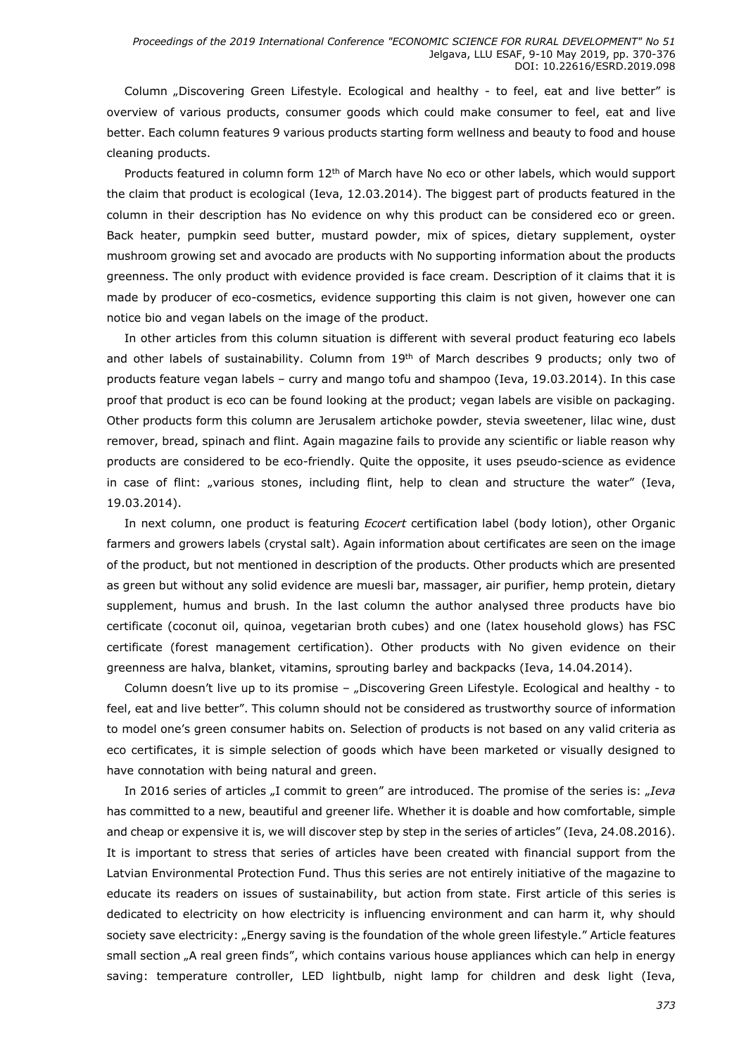Column „Discovering Green Lifestyle. Ecological and healthy - to feel, eat and live better" is overview of various products, consumer goods which could make consumer to feel, eat and live better. Each column features 9 various products starting form wellness and beauty to food and house cleaning products.

Products featured in column form 12th of March have No eco or other labels, which would support the claim that product is ecological (Ieva, 12.03.2014). The biggest part of products featured in the column in their description has No evidence on why this product can be considered eco or green. Back heater, pumpkin seed butter, mustard powder, mix of spices, dietary supplement, oyster mushroom growing set and avocado are products with No supporting information about the products greenness. The only product with evidence provided is face cream. Description of it claims that it is made by producer of eco-cosmetics, evidence supporting this claim is not given, however one can notice bio and vegan labels on the image of the product.

In other articles from this column situation is different with several product featuring eco labels and other labels of sustainability. Column from 19th of March describes 9 products; only two of products feature vegan labels – curry and mango tofu and shampoo (Ieva, 19.03.2014). In this case proof that product is eco can be found looking at the product; vegan labels are visible on packaging. Other products form this column are Jerusalem artichoke powder, stevia sweetener, lilac wine, dust remover, bread, spinach and flint. Again magazine fails to provide any scientific or liable reason why products are considered to be eco-friendly. Quite the opposite, it uses pseudo-science as evidence in case of flint: „various stones, including flint, help to clean and structure the water" (Ieva, 19.03.2014).

In next column, one product is featuring *Ecocert* certification label (body lotion), other Organic farmers and growers labels (crystal salt). Again information about certificates are seen on the image of the product, but not mentioned in description of the products. Other products which are presented as green but without any solid evidence are muesli bar, massager, air purifier, hemp protein, dietary supplement, humus and brush. In the last column the author analysed three products have bio certificate (coconut oil, quinoa, vegetarian broth cubes) and one (latex household glows) has FSC certificate (forest management certification). Other products with No given evidence on their greenness are halva, blanket, vitamins, sprouting barley and backpacks (Ieva, 14.04.2014).

Column doesn't live up to its promise – „Discovering Green Lifestyle. Ecological and healthy - to feel, eat and live better". This column should not be considered as trustworthy source of information to model one's green consumer habits on. Selection of products is not based on any valid criteria as eco certificates, it is simple selection of goods which have been marketed or visually designed to have connotation with being natural and green.

In 2016 series of articles „I commit to green" are introduced. The promise of the series is: „*Ieva* has committed to a new, beautiful and greener life. Whether it is doable and how comfortable, simple and cheap or expensive it is, we will discover step by step in the series of articles" (Ieva, 24.08.2016). It is important to stress that series of articles have been created with financial support from the Latvian Environmental Protection Fund. Thus this series are not entirely initiative of the magazine to educate its readers on issues of sustainability, but action from state. First article of this series is dedicated to electricity on how electricity is influencing environment and can harm it, why should society save electricity: „Energy saving is the foundation of the whole green lifestyle." Article features small section „A real green finds", which contains various house appliances which can help in energy saving: temperature controller, LED lightbulb, night lamp for children and desk light (Ieva,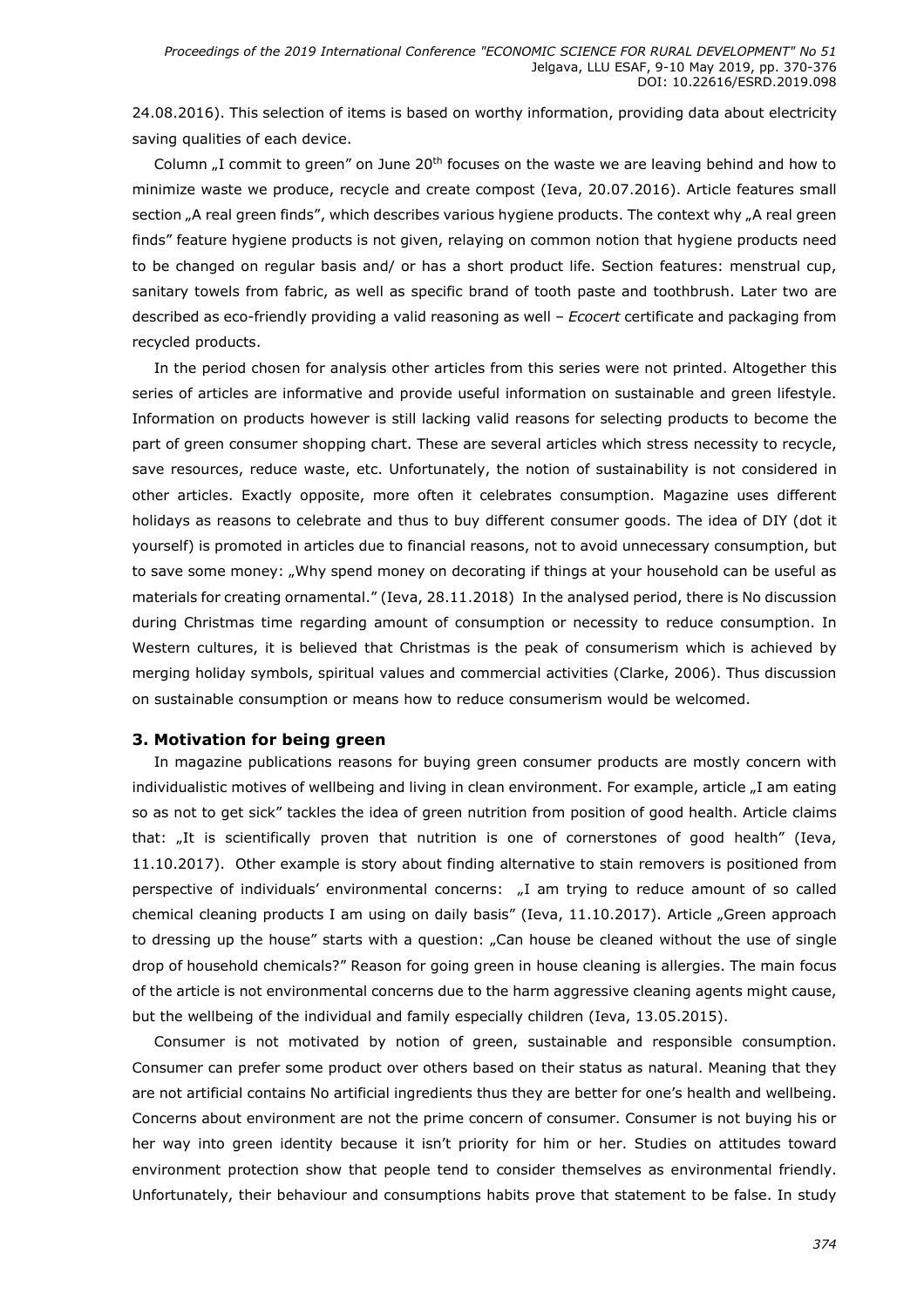24.08.2016). This selection of items is based on worthy information, providing data about electricity saving qualities of each device.

Column „I commit to green" on June 20th focuses on the waste we are leaving behind and how to minimize waste we produce, recycle and create compost (Ieva, 20.07.2016). Article features small section „A real green finds", which describes various hygiene products. The context why „A real green finds" feature hygiene products is not given, relaying on common notion that hygiene products need to be changed on regular basis and/ or has a short product life. Section features: menstrual cup, sanitary towels from fabric, as well as specific brand of tooth paste and toothbrush. Later two are described as eco-friendly providing a valid reasoning as well – *Ecocert* certificate and packaging from recycled products.

In the period chosen for analysis other articles from this series were not printed. Altogether this series of articles are informative and provide useful information on sustainable and green lifestyle. Information on products however is still lacking valid reasons for selecting products to become the part of green consumer shopping chart. These are several articles which stress necessity to recycle, save resources, reduce waste, etc. Unfortunately, the notion of sustainability is not considered in other articles. Exactly opposite, more often it celebrates consumption. Magazine uses different holidays as reasons to celebrate and thus to buy different consumer goods. The idea of DIY (dot it yourself) is promoted in articles due to financial reasons, not to avoid unnecessary consumption, but to save some money: „Why spend money on decorating if things at your household can be useful as materials for creating ornamental." (Ieva, 28.11.2018) In the analysed period, there is No discussion during Christmas time regarding amount of consumption or necessity to reduce consumption. In Western cultures, it is believed that Christmas is the peak of consumerism which is achieved by merging holiday symbols, spiritual values and commercial activities (Clarke, 2006). Thus discussion on sustainable consumption or means how to reduce consumerism would be welcomed.

### 3. Motivation for being green

In magazine publications reasons for buying green consumer products are mostly concern with individualistic motives of wellbeing and living in clean environment. For example, article „I am eating so as not to get sick" tackles the idea of green nutrition from position of good health. Article claims that: „It is scientifically proven that nutrition is one of cornerstones of good health" (Ieva, 11.10.2017). Other example is story about finding alternative to stain removers is positioned from perspective of individuals' environmental concerns: „I am trying to reduce amount of so called chemical cleaning products I am using on daily basis" (Ieva, 11.10.2017). Article „Green approach to dressing up the house" starts with a question: „Can house be cleaned without the use of single drop of household chemicals?" Reason for going green in house cleaning is allergies. The main focus of the article is not environmental concerns due to the harm aggressive cleaning agents might cause, but the wellbeing of the individual and family especially children (Ieva, 13.05.2015).

Consumer is not motivated by notion of green, sustainable and responsible consumption. Consumer can prefer some product over others based on their status as natural. Meaning that they are not artificial contains No artificial ingredients thus they are better for one's health and wellbeing. Concerns about environment are not the prime concern of consumer. Consumer is not buying his or her way into green identity because it isn't priority for him or her. Studies on attitudes toward environment protection show that people tend to consider themselves as environmental friendly. Unfortunately, their behaviour and consumptions habits prove that statement to be false. In study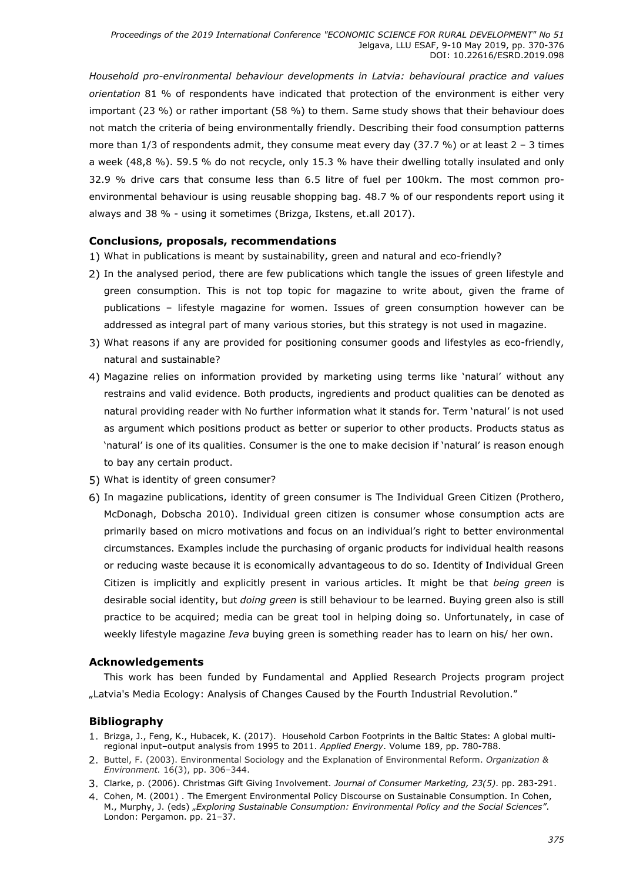*Household pro-environmental behaviour developments in Latvia: behavioural practice and values orientation* 81 % of respondents have indicated that protection of the environment is either very important (23 %) or rather important (58 %) to them. Same study shows that their behaviour does not match the criteria of being environmentally friendly. Describing their food consumption patterns more than 1/3 of respondents admit, they consume meat every day (37.7 %) or at least 2 – 3 times a week (48,8 %). 59.5 % do not recycle, only 15.3 % have their dwelling totally insulated and only 32.9 % drive cars that consume less than 6.5 litre of fuel per 100km. The most common pro-environmental behaviour is using reusable shopping bag. 48.7 % of our respondents report using it always and 38 % - using it sometimes (Brizga, Ikstens, et.all 2017).

## Conclusions, proposals, recommendations

1) What in publications is meant by sustainability, green and natural and eco-friendly?
2) In the analysed period, there are few publications which tangle the issues of green lifestyle and green consumption. This is not top topic for magazine to write about, given the frame of publications – lifestyle magazine for women. Issues of green consumption however can be addressed as integral part of many various stories, but this strategy is not used in magazine.
3) What reasons if any are provided for positioning consumer goods and lifestyles as eco-friendly, natural and sustainable?
4) Magazine relies on information provided by marketing using terms like 'natural' without any restrains and valid evidence. Both products, ingredients and product qualities can be denoted as natural providing reader with No further information what it stands for. Term 'natural' is not used as argument which positions product as better or superior to other products. Products status as 'natural' is one of its qualities. Consumer is the one to make decision if 'natural' is reason enough to bay any certain product.
5) What is identity of green consumer?
6) In magazine publications, identity of green consumer is The Individual Green Citizen (Prothero, McDonagh, Dobscha 2010). Individual green citizen is consumer whose consumption acts are primarily based on micro motivations and focus on an individual's right to better environmental circumstances. Examples include the purchasing of organic products for individual health reasons or reducing waste because it is economically advantageous to do so. Identity of Individual Green Citizen is implicitly and explicitly present in various articles. It might be that *being green* is desirable social identity, but *doing green* is still behaviour to be learned. Buying green also is still practice to be acquired; media can be great tool in helping doing so. Unfortunately, in case of weekly lifestyle magazine *Ieva* buying green is something reader has to learn on his/ her own.

## Acknowledgements

This work has been funded by Fundamental and Applied Research Projects program project „Latvia's Media Ecology: Analysis of Changes Caused by the Fourth Industrial Revolution."

## Bibliography

1. Brizga, J., Feng, K., Hubacek, K. (2017). Household Carbon Footprints in the Baltic States: A global multi-regional input–output analysis from 1995 to 2011. *Applied Energy*. Volume 189, pp. 780-788.
2. Buttel, F. (2003). Environmental Sociology and the Explanation of Environmental Reform. *Organization & Environment.* 16(3), pp. 306–344.
3. Clarke, p. (2006). Christmas Gift Giving Involvement. *Journal of Consumer Marketing, 23(5)*. pp. 283-291.
4. Cohen, M. (2001) . The Emergent Environmental Policy Discourse on Sustainable Consumption. In Cohen, M., Murphy, J. (eds) *„Exploring Sustainable Consumption: Environmental Policy and the Social Sciences"*. London: Pergamon. pp. 21–37.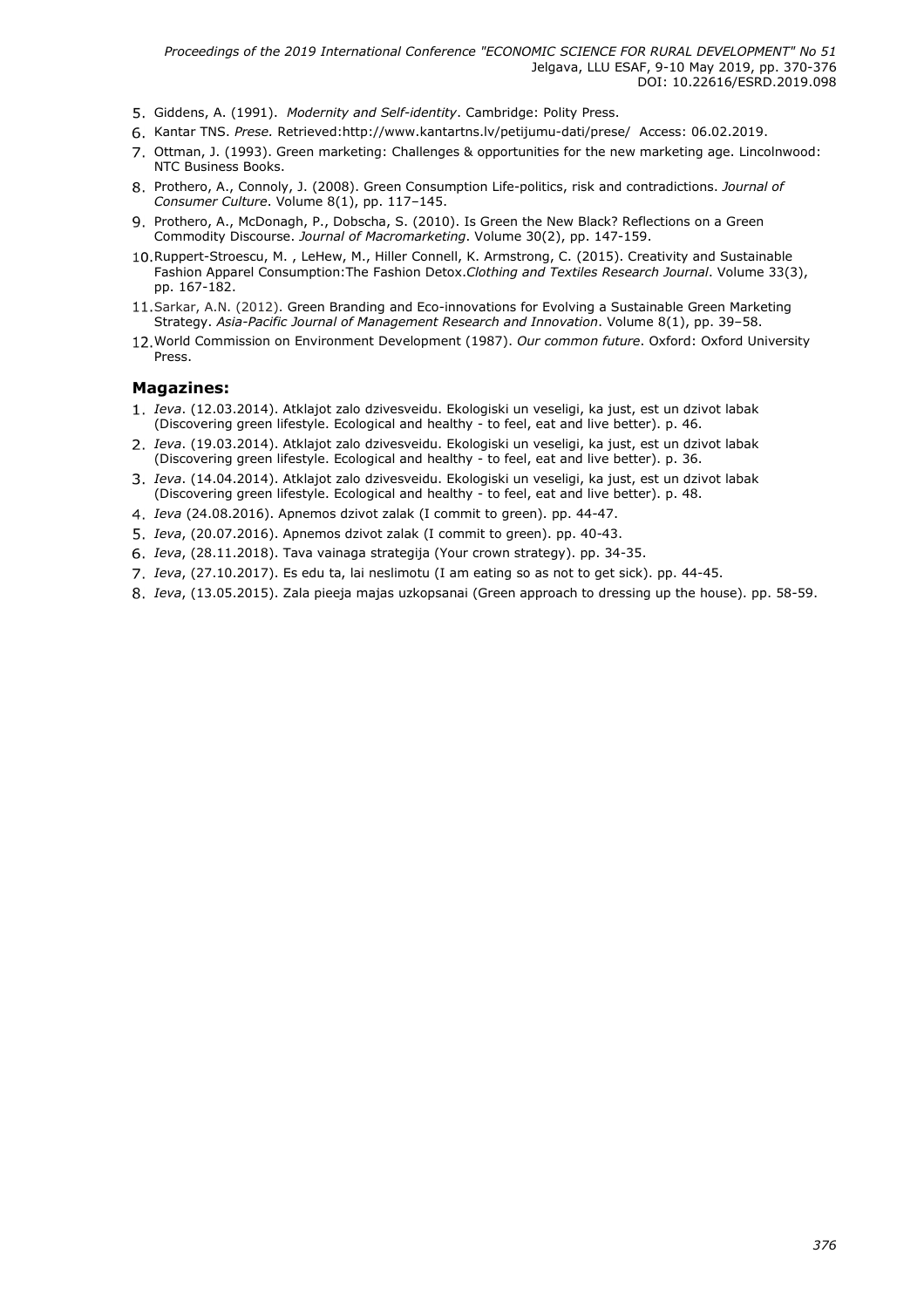5. Giddens, A. (1991). *Modernity and Self-identity*. Cambridge: Polity Press.
6. Kantar TNS. *Prese.* Retrieved:http://www.kantartns.lv/petijumu-dati/prese/ Access: 06.02.2019.
7. Ottman, J. (1993). Green marketing: Challenges & opportunities for the new marketing age. Lincolnwood: NTC Business Books.
8. Prothero, A., Connoly, J. (2008). Green Consumption Life-politics, risk and contradictions. *Journal of Consumer Culture*. Volume 8(1), pp. 117–145.
9. Prothero, A., McDonagh, P., Dobscha, S. (2010). Is Green the New Black? Reflections on a Green Commodity Discourse. *Journal of Macromarketing*. Volume 30(2), pp. 147-159.
10. Ruppert-Stroescu, M. , LeHew, M., Hiller Connell, K. Armstrong, C. (2015). Creativity and Sustainable Fashion Apparel Consumption:The Fashion Detox.*Clothing and Textiles Research Journal*. Volume 33(3), pp. 167-182.
11. Sarkar, A.N. (2012). Green Branding and Eco-innovations for Evolving a Sustainable Green Marketing Strategy. *Asia-Pacific Journal of Management Research and Innovation*. Volume 8(1), pp. 39–58.
12. World Commission on Environment Development (1987). *Our common future*. Oxford: Oxford University Press.

## Magazines:

1. *Ieva*. (12.03.2014). Atklajot zalo dzivesveidu. Ekologiski un veseligi, ka just, est un dzivot labak (Discovering green lifestyle. Ecological and healthy - to feel, eat and live better). p. 46.
2. *Ieva*. (19.03.2014). Atklajot zalo dzivesveidu. Ekologiski un veseligi, ka just, est un dzivot labak (Discovering green lifestyle. Ecological and healthy - to feel, eat and live better). p. 36.
3. *Ieva*. (14.04.2014). Atklajot zalo dzivesveidu. Ekologiski un veseligi, ka just, est un dzivot labak (Discovering green lifestyle. Ecological and healthy - to feel, eat and live better). p. 48.
4. *Ieva* (24.08.2016). Apnemos dzivot zalak (I commit to green). pp. 44-47.
5. *Ieva*, (20.07.2016). Apnemos dzivot zalak (I commit to green). pp. 40-43.
6. *Ieva*, (28.11.2018). Tava vainaga strategija (Your crown strategy). pp. 34-35.
7. *Ieva*, (27.10.2017). Es edu ta, lai neslimotu (I am eating so as not to get sick). pp. 44-45.
8. *Ieva*, (13.05.2015). Zala pieeja majas uzkopsanai (Green approach to dressing up the house). pp. 58-59.